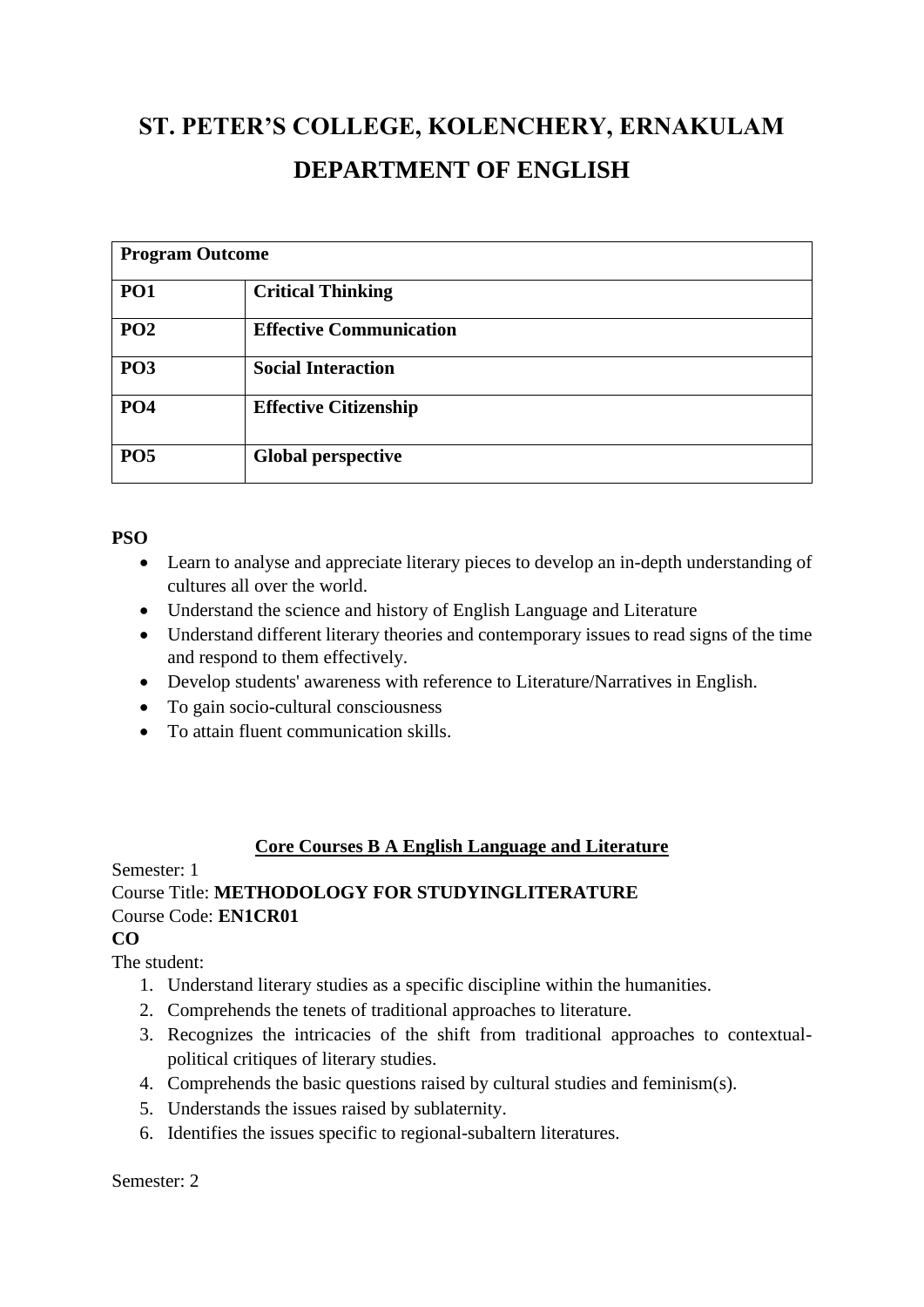# ST. PETER'S COLLEGE, KOLENCHERY, ERNAKULAM
# DEPARTMENT OF ENGLISH

| **Program Outcome** | |
|---|---|
| **PO1** | **Critical Thinking** |
| **PO2** | **Effective Communication** |
| **PO3** | **Social Interaction** |
| **PO4** | **Effective Citizenship** |
| **PO5** | **Global perspective** |

**PSO**

- Learn to analyse and appreciate literary pieces to develop an in-depth understanding of cultures all over the world.
- Understand the science and history of English Language and Literature
- Understand different literary theories and contemporary issues to read signs of the time and respond to them effectively.
- Develop students' awareness with reference to Literature/Narratives in English.
- To gain socio-cultural consciousness
- To attain fluent communication skills.

## Core Courses B A English Language and Literature

Semester: 1
Course Title: **METHODOLOGY FOR STUDYINGLITERATURE**
Course Code: **EN1CR01**
**CO**
The student:

1. Understand literary studies as a specific discipline within the humanities.
2. Comprehends the tenets of traditional approaches to literature.
3. Recognizes the intricacies of the shift from traditional approaches to contextual-political critiques of literary studies.
4. Comprehends the basic questions raised by cultural studies and feminism(s).
5. Understands the issues raised by sublaternity.
6. Identifies the issues specific to regional-subaltern literatures.

Semester: 2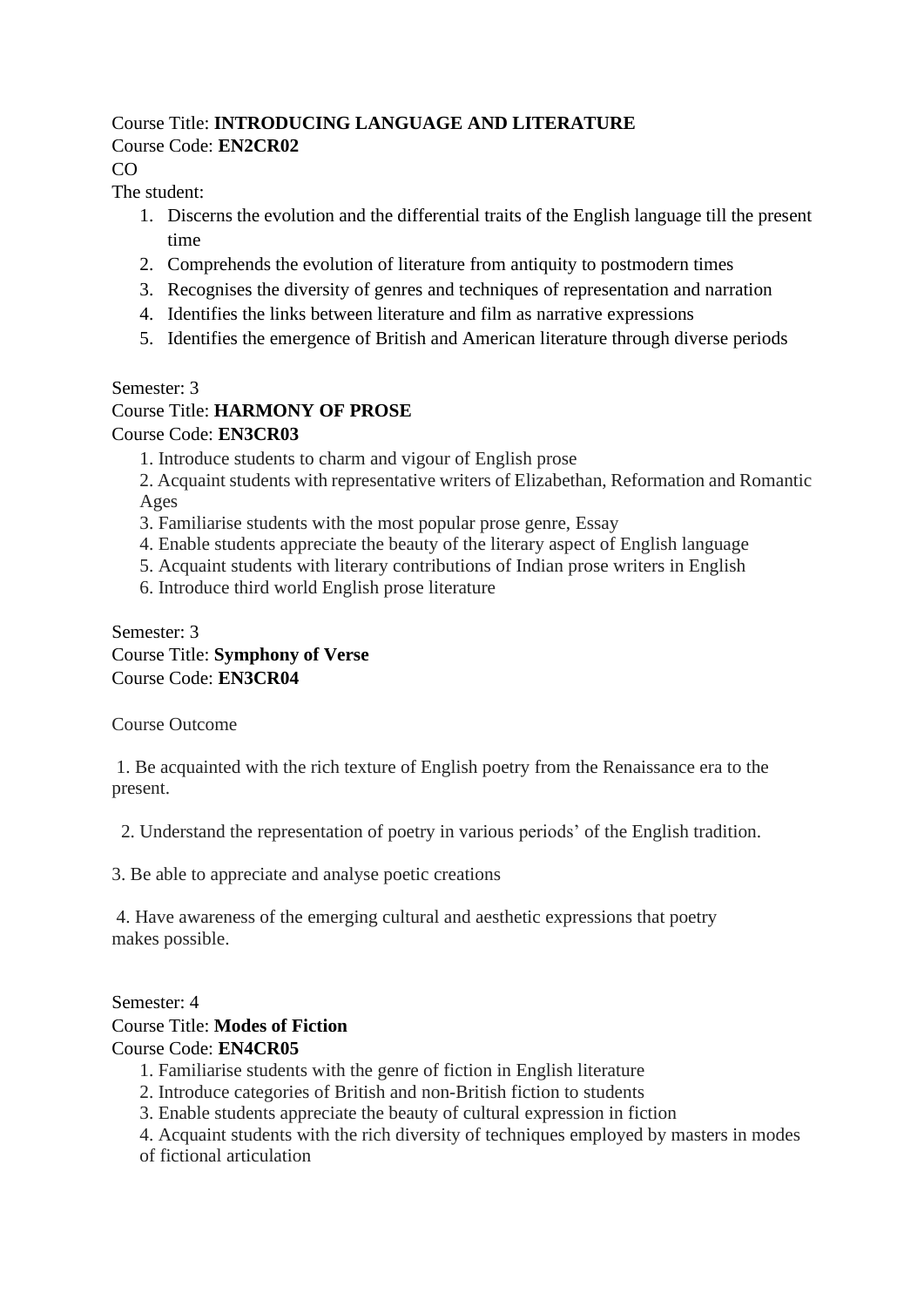Course Title: **INTRODUCING LANGUAGE AND LITERATURE**
Course Code: **EN2CR02**
CO
The student:

1. Discerns the evolution and the differential traits of the English language till the present time
2. Comprehends the evolution of literature from antiquity to postmodern times
3. Recognises the diversity of genres and techniques of representation and narration
4. Identifies the links between literature and film as narrative expressions
5. Identifies the emergence of British and American literature through diverse periods

Semester: 3
Course Title: **HARMONY OF PROSE**
Course Code: **EN3CR03**

1. Introduce students to charm and vigour of English prose
2. Acquaint students with representative writers of Elizabethan, Reformation and Romantic Ages
3. Familiarise students with the most popular prose genre, Essay
4. Enable students appreciate the beauty of the literary aspect of English language
5. Acquaint students with literary contributions of Indian prose writers in English
6. Introduce third world English prose literature

Semester: 3
Course Title: **Symphony of Verse**
Course Code: **EN3CR04**

Course Outcome

1. Be acquainted with the rich texture of English poetry from the Renaissance era to the present.

2. Understand the representation of poetry in various periods' of the English tradition.

3. Be able to appreciate and analyse poetic creations

4. Have awareness of the emerging cultural and aesthetic expressions that poetry makes possible.

Semester: 4
Course Title: **Modes of Fiction**
Course Code: **EN4CR05**

1. Familiarise students with the genre of fiction in English literature
2. Introduce categories of British and non-British fiction to students
3. Enable students appreciate the beauty of cultural expression in fiction
4. Acquaint students with the rich diversity of techniques employed by masters in modes of fictional articulation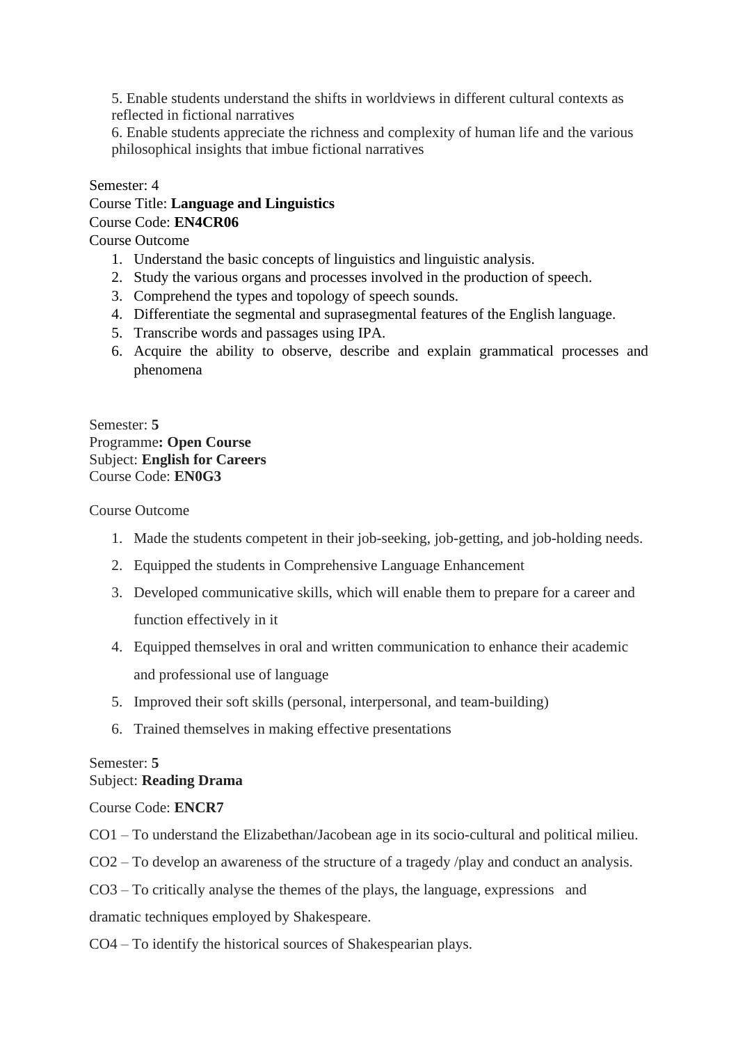5. Enable students understand the shifts in worldviews in different cultural contexts as reflected in fictional narratives
6. Enable students appreciate the richness and complexity of human life and the various philosophical insights that imbue fictional narratives

Semester: 4
Course Title: **Language and Linguistics**
Course Code: **EN4CR06**
Course Outcome

1. Understand the basic concepts of linguistics and linguistic analysis.
2. Study the various organs and processes involved in the production of speech.
3. Comprehend the types and topology of speech sounds.
4. Differentiate the segmental and suprasegmental features of the English language.
5. Transcribe words and passages using IPA.
6. Acquire the ability to observe, describe and explain grammatical processes and phenomena

Semester: **5**
Programme**: Open Course**
Subject: **English for Careers**
Course Code: **EN0G3**

Course Outcome

1. Made the students competent in their job-seeking, job-getting, and job-holding needs.
2. Equipped the students in Comprehensive Language Enhancement
3. Developed communicative skills, which will enable them to prepare for a career and function effectively in it
4. Equipped themselves in oral and written communication to enhance their academic and professional use of language
5. Improved their soft skills (personal, interpersonal, and team-building)
6. Trained themselves in making effective presentations

Semester: **5**
Subject: **Reading Drama**

Course Code: **ENCR7**

CO1 – To understand the Elizabethan/Jacobean age in its socio-cultural and political milieu.

CO2 – To develop an awareness of the structure of a tragedy /play and conduct an analysis.

CO3 – To critically analyse the themes of the plays, the language, expressions and dramatic techniques employed by Shakespeare.

CO4 – To identify the historical sources of Shakespearian plays.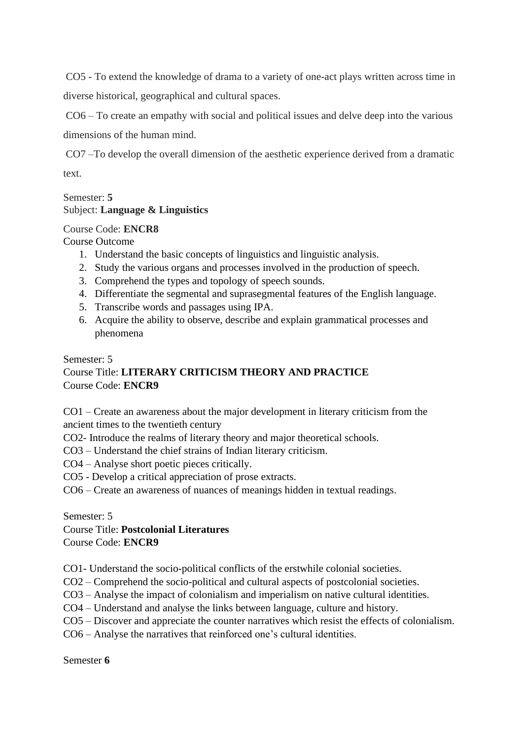CO5 - To extend the knowledge of drama to a variety of one-act plays written across time in diverse historical, geographical and cultural spaces.

CO6 – To create an empathy with social and political issues and delve deep into the various dimensions of the human mind.

CO7 –To develop the overall dimension of the aesthetic experience derived from a dramatic text.

Semester: **5**
Subject: **Language & Linguistics**

Course Code: **ENCR8**
Course Outcome

1. Understand the basic concepts of linguistics and linguistic analysis.
2. Study the various organs and processes involved in the production of speech.
3. Comprehend the types and topology of speech sounds.
4. Differentiate the segmental and suprasegmental features of the English language.
5. Transcribe words and passages using IPA.
6. Acquire the ability to observe, describe and explain grammatical processes and phenomena

Semester: 5
Course Title: **LITERARY CRITICISM THEORY AND PRACTICE**
Course Code: **ENCR9**

CO1 – Create an awareness about the major development in literary criticism from the ancient times to the twentieth century
CO2- Introduce the realms of literary theory and major theoretical schools.
CO3 – Understand the chief strains of Indian literary criticism.
CO4 – Analyse short poetic pieces critically.
CO5 - Develop a critical appreciation of prose extracts.
CO6 – Create an awareness of nuances of meanings hidden in textual readings.

Semester: 5
Course Title: **Postcolonial Literatures**
Course Code: **ENCR9**

CO1- Understand the socio-political conflicts of the erstwhile colonial societies.
CO2 – Comprehend the socio-political and cultural aspects of postcolonial societies.
CO3 – Analyse the impact of colonialism and imperialism on native cultural identities.
CO4 – Understand and analyse the links between language, culture and history.
CO5 – Discover and appreciate the counter narratives which resist the effects of colonialism.
CO6 – Analyse the narratives that reinforced one's cultural identities.

Semester **6**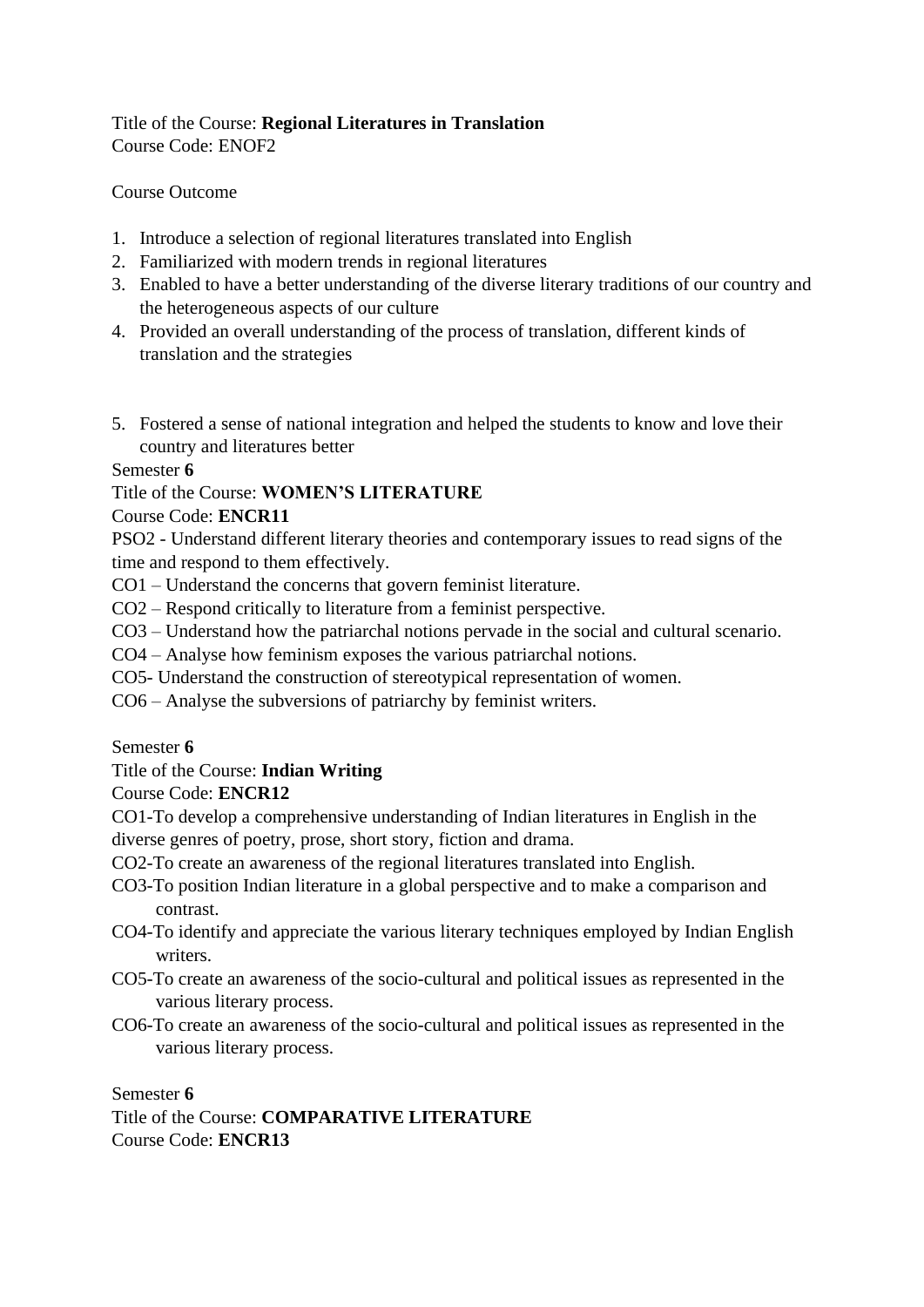Title of the Course: **Regional Literatures in Translation**
Course Code: ENOF2

Course Outcome

1. Introduce a selection of regional literatures translated into English
2. Familiarized with modern trends in regional literatures
3. Enabled to have a better understanding of the diverse literary traditions of our country and the heterogeneous aspects of our culture
4. Provided an overall understanding of the process of translation, different kinds of translation and the strategies
5. Fostered a sense of national integration and helped the students to know and love their country and literatures better

Semester **6**
Title of the Course: **WOMEN'S LITERATURE**
Course Code: **ENCR11**
PSO2 - Understand different literary theories and contemporary issues to read signs of the time and respond to them effectively.
CO1 – Understand the concerns that govern feminist literature.
CO2 – Respond critically to literature from a feminist perspective.
CO3 – Understand how the patriarchal notions pervade in the social and cultural scenario.
CO4 – Analyse how feminism exposes the various patriarchal notions.
CO5- Understand the construction of stereotypical representation of women.
CO6 – Analyse the subversions of patriarchy by feminist writers.

Semester **6**
Title of the Course: **Indian Writing**
Course Code: **ENCR12**
CO1-To develop a comprehensive understanding of Indian literatures in English in the diverse genres of poetry, prose, short story, fiction and drama.
CO2-To create an awareness of the regional literatures translated into English.
CO3-To position Indian literature in a global perspective and to make a comparison and contrast.
CO4-To identify and appreciate the various literary techniques employed by Indian English writers.
CO5-To create an awareness of the socio-cultural and political issues as represented in the various literary process.
CO6-To create an awareness of the socio-cultural and political issues as represented in the various literary process.

Semester **6**
Title of the Course: **COMPARATIVE LITERATURE**
Course Code: **ENCR13**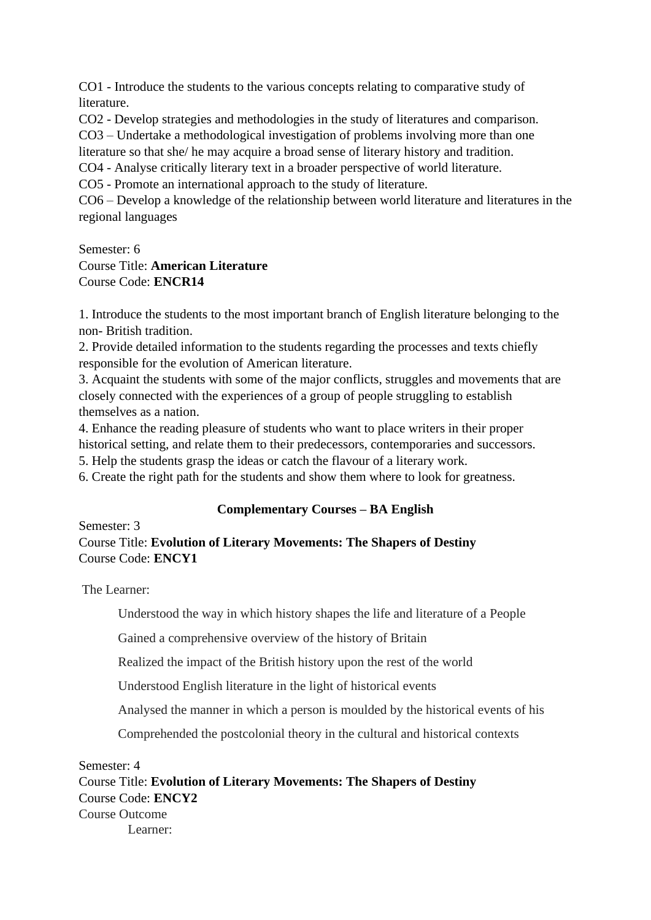CO1 - Introduce the students to the various concepts relating to comparative study of literature.
CO2 - Develop strategies and methodologies in the study of literatures and comparison.
CO3 – Undertake a methodological investigation of problems involving more than one literature so that she/ he may acquire a broad sense of literary history and tradition.
CO4 - Analyse critically literary text in a broader perspective of world literature.
CO5 - Promote an international approach to the study of literature.
CO6 – Develop a knowledge of the relationship between world literature and literatures in the regional languages

Semester: 6
Course Title: **American Literature**
Course Code: **ENCR14**

1. Introduce the students to the most important branch of English literature belonging to the non- British tradition.
2. Provide detailed information to the students regarding the processes and texts chiefly responsible for the evolution of American literature.
3. Acquaint the students with some of the major conflicts, struggles and movements that are closely connected with the experiences of a group of people struggling to establish themselves as a nation.
4. Enhance the reading pleasure of students who want to place writers in their proper historical setting, and relate them to their predecessors, contemporaries and successors.
5. Help the students grasp the ideas or catch the flavour of a literary work.
6. Create the right path for the students and show them where to look for greatness.

**Complementary Courses – BA English**

Semester: 3
Course Title: **Evolution of Literary Movements: The Shapers of Destiny**
Course Code: **ENCY1**

The Learner:

Understood the way in which history shapes the life and literature of a People

Gained a comprehensive overview of the history of Britain

Realized the impact of the British history upon the rest of the world

Understood English literature in the light of historical events

Analysed the manner in which a person is moulded by the historical events of his

Comprehended the postcolonial theory in the cultural and historical contexts

Semester: 4
Course Title: **Evolution of Literary Movements: The Shapers of Destiny**
Course Code: **ENCY2**
Course Outcome
Learner: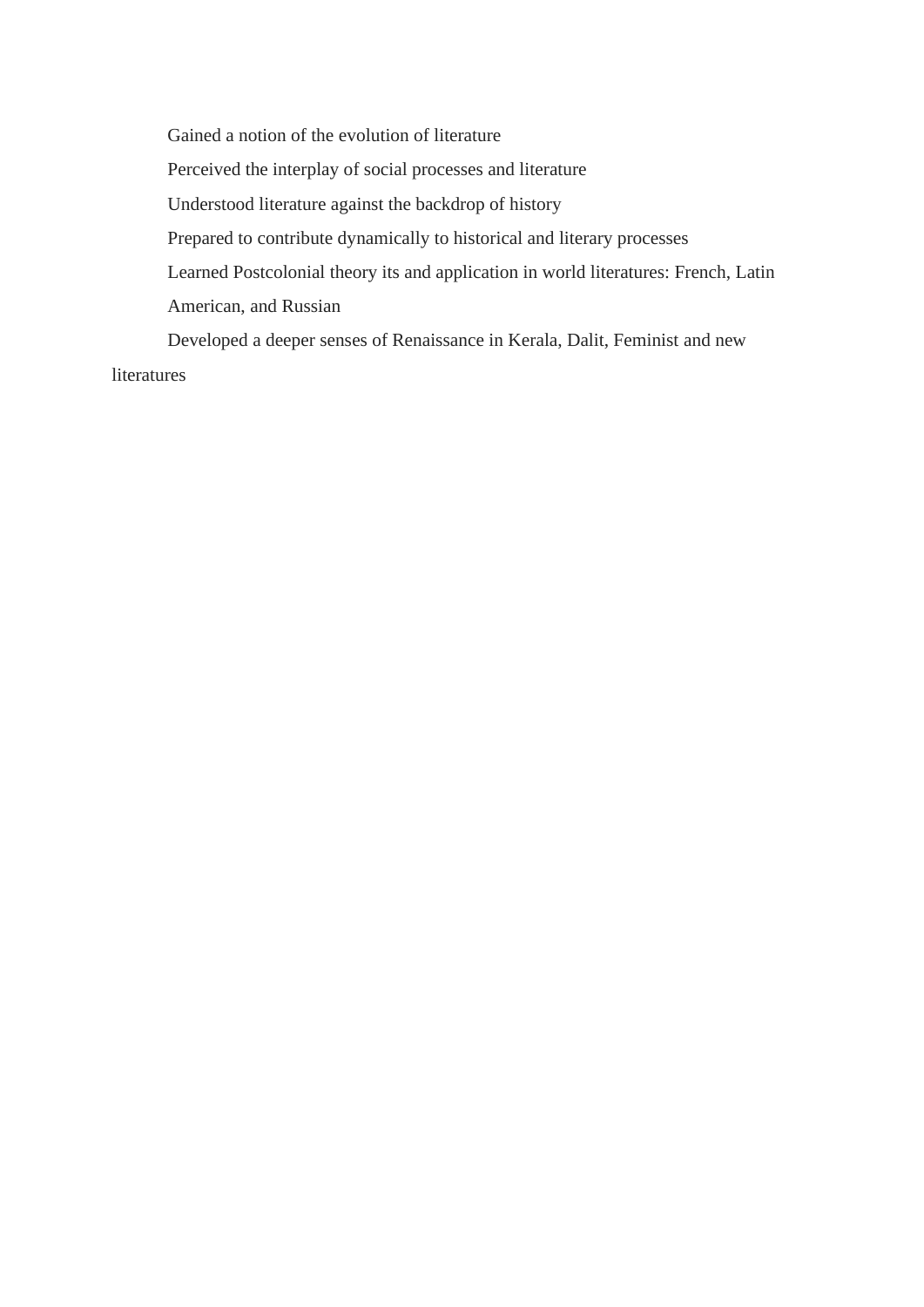Gained a notion of the evolution of literature

Perceived the interplay of social processes and literature

Understood literature against the backdrop of history

Prepared to contribute dynamically to historical and literary processes

Learned Postcolonial theory its and application in world literatures: French, Latin American, and Russian

Developed a deeper senses of Renaissance in Kerala, Dalit, Feminist and new literatures